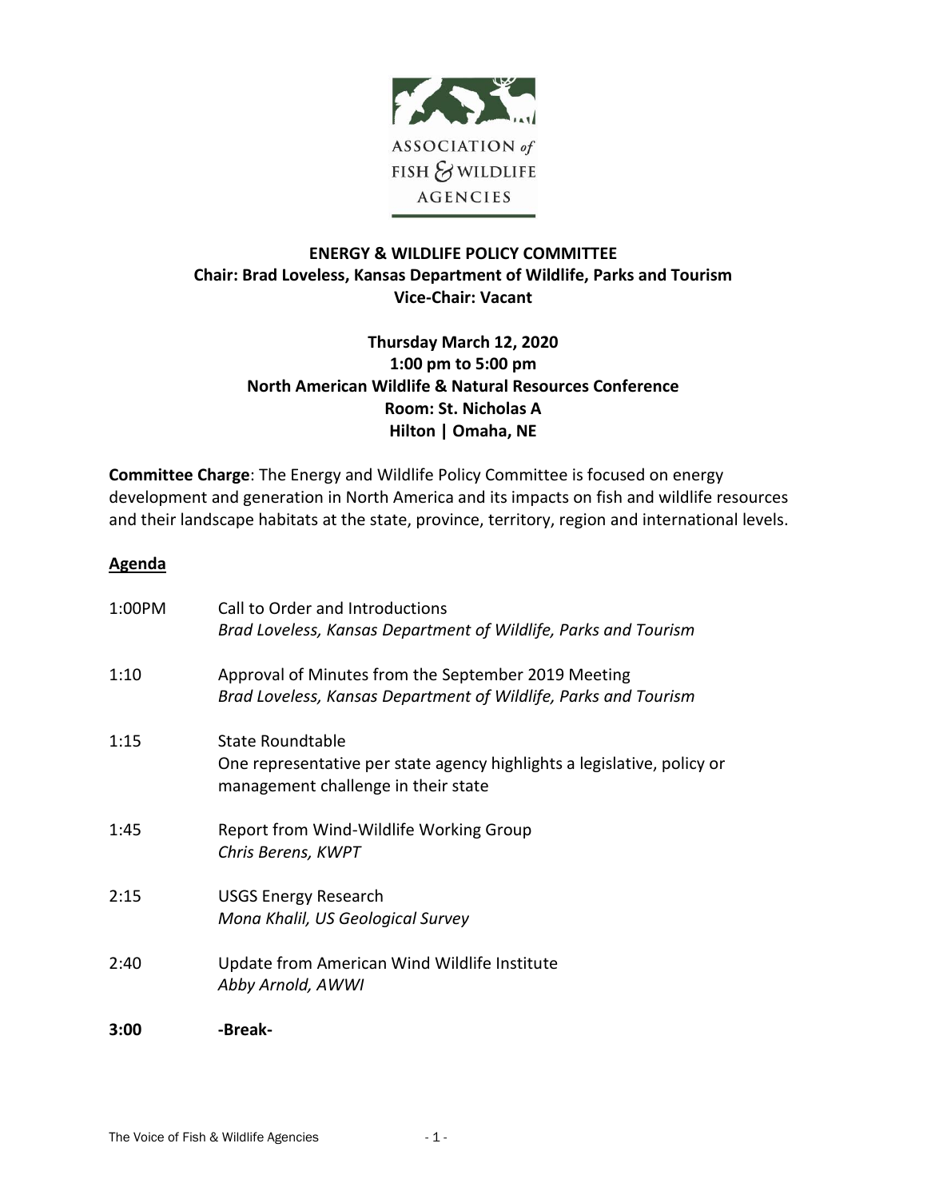ASSOCIATION *of* FISH & WILDLIFE AGENCIES

**ENERGY & WILDLIFE POLICY COMMITTEE**
**Chair: Brad Loveless, Kansas Department of Wildlife, Parks and Tourism**
**Vice-Chair: Vacant**

**Thursday March 12, 2020**
**1:00 pm to 5:00 pm**
**North American Wildlife & Natural Resources Conference**
**Room: St. Nicholas A**
**Hilton | Omaha, NE**

**Committee Charge**: The Energy and Wildlife Policy Committee is focused on energy development and generation in North America and its impacts on fish and wildlife resources and their landscape habitats at the state, province, territory, region and international levels.

**Agenda**

1:00PM Call to Order and Introductions
*Brad Loveless, Kansas Department of Wildlife, Parks and Tourism*

1:10 Approval of Minutes from the September 2019 Meeting
*Brad Loveless, Kansas Department of Wildlife, Parks and Tourism*

1:15 State Roundtable
One representative per state agency highlights a legislative, policy or management challenge in their state

1:45 Report from Wind-Wildlife Working Group
*Chris Berens, KWPT*

2:15 USGS Energy Research
*Mona Khalil, US Geological Survey*

2:40 Update from American Wind Wildlife Institute
*Abby Arnold, AWWI*

**3:00 -Break-**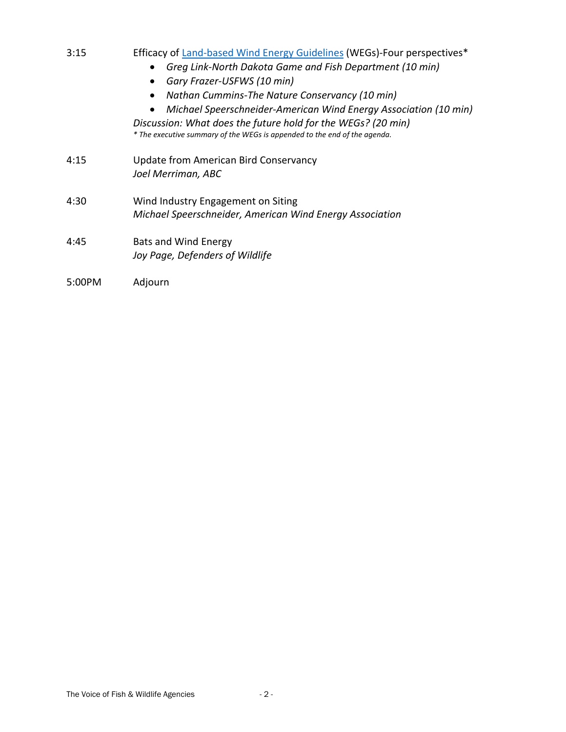3:15 Efficacy of [Land-based Wind Energy Guidelines](Land-based Wind Energy Guidelines) (WEGs)-Four perspectives*

- *Greg Link-North Dakota Game and Fish Department (10 min)*
- *Gary Frazer-USFWS (10 min)*
- *Nathan Cummins-The Nature Conservancy (10 min)*
- *Michael Speerschneider-American Wind Energy Association (10 min)*

*Discussion: What does the future hold for the WEGs? (20 min)*

*\* The executive summary of the WEGs is appended to the end of the agenda.*

4:15 Update from American Bird Conservancy
*Joel Merriman, ABC*

4:30 Wind Industry Engagement on Siting
*Michael Speerschneider, American Wind Energy Association*

4:45 Bats and Wind Energy
*Joy Page, Defenders of Wildlife*

5:00PM Adjourn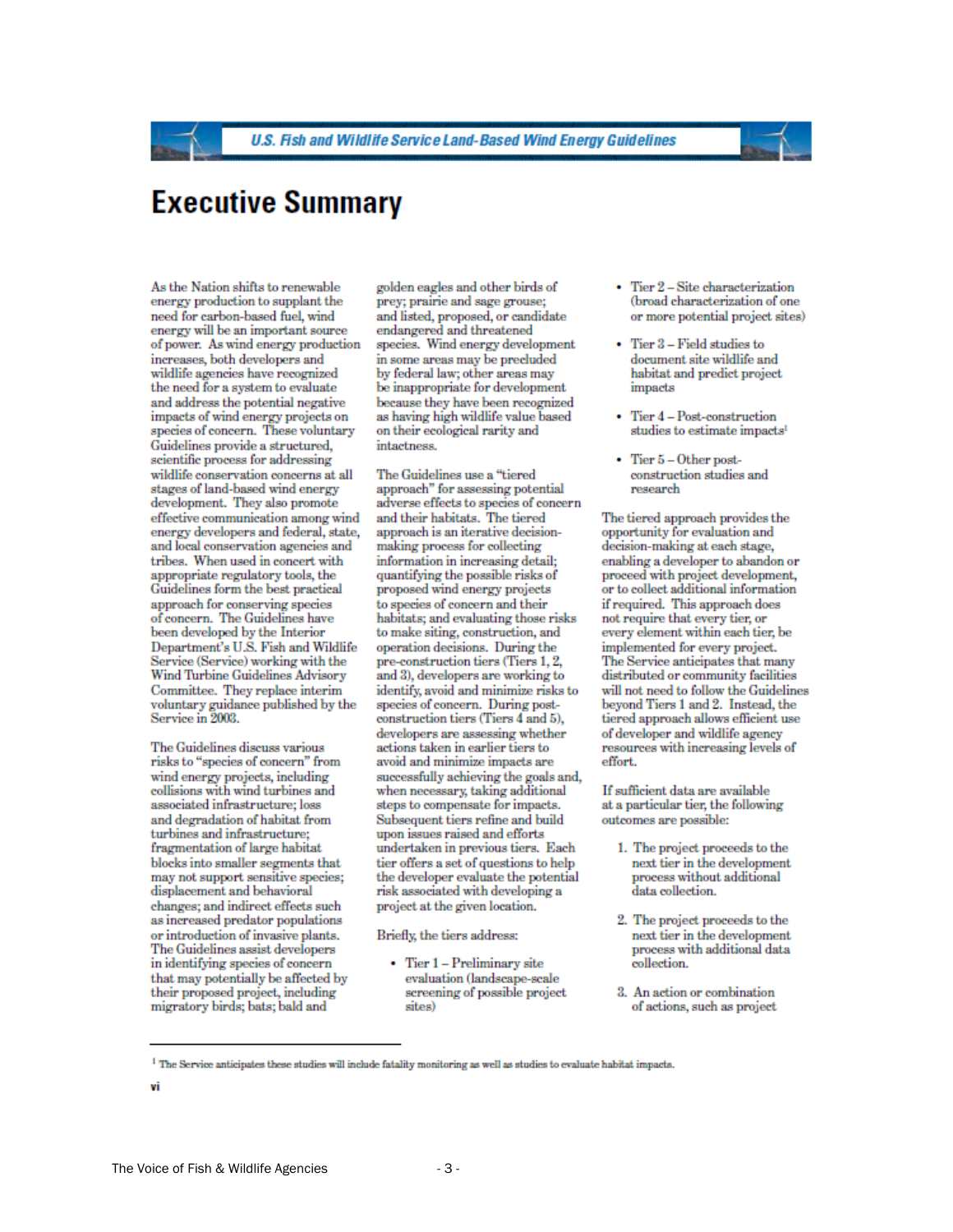# Executive Summary

As the Nation shifts to renewable energy production to supplant the need for carbon-based fuel, wind energy will be an important source of power. As wind energy production increases, both developers and wildlife agencies have recognized the need for a system to evaluate and address the potential negative impacts of wind energy projects on species of concern. These voluntary Guidelines provide a structured, scientific process for addressing wildlife conservation concerns at all stages of land-based wind energy development. They also promote effective communication among wind energy developers and federal, state, and local conservation agencies and tribes. When used in concert with the appropriate regulatory tools, the Guidelines form the best practical approach for conserving species of concern. The Guidelines have been developed by the Interior Department's U.S. Fish and Wildlife Service (Service) working with the Wind Turbine Guidelines Advisory Committee. They replace interim voluntary guidance published by the Service in 2003.

The Guidelines discuss various risks to "species of concern" from wind energy projects, including collisions with wind turbines and associated infrastructure; loss and degradation of habitat from turbines and infrastructure; fragmentation of large habitat blocks into smaller segments that may not support sensitive species; displacement and behavioral changes; and indirect effects such as increased predator populations or introduction of invasive plants. The Guidelines assist developers in identifying species of concern that may potentially be affected by their proposed project, including migratory birds; bats; bald and golden eagles and other birds of prey; prairie and sage grouse; and listed, proposed, or candidate endangered and threatened species. Wind energy development in some areas may be precluded by federal law; other areas may be inappropriate for development because they have been recognized as having high wildlife value based on their ecological rarity and intactness.

The Guidelines use a "tiered approach" for assessing potential adverse effects to species of concern and their habitats. The tiered approach is an iterative decision-making process for collecting information in increasing detail; quantifying the possible risks of proposed wind energy projects to species of concern and their habitats; and evaluating those risks to make siting, construction, and operation decisions. During the pre-construction tiers (Tiers 1, 2, and 3), developers are working to identify, avoid and minimize risks to species of concern. During post-construction tiers (Tiers 4 and 5), developers are assessing whether actions taken in earlier tiers to avoid and minimize impacts are successfully achieving the goals and, when necessary, taking additional steps to compensate for impacts. Subsequent tiers refine and build upon issues raised and efforts undertaken in previous tiers. Each tier offers a set of questions to help the developer evaluate the potential risk associated with developing a project at the given location.

Briefly, the tiers address:

- Tier 1 – Preliminary site evaluation (landscape-scale screening of possible project sites)
- Tier 2 – Site characterization (broad characterization of one or more potential project sites)
- Tier 3 – Field studies to document site wildlife and habitat and predict project impacts
- Tier 4 – Post-construction studies to estimate impacts[1]
- Tier 5 – Other post-construction studies and research

The tiered approach provides the opportunity for evaluation and decision-making at each stage, enabling a developer to abandon or proceed with project development, or to collect additional information if required. This approach does not require that every tier, or every element within each tier, be implemented for every project. The Service anticipates that many distributed or community facilities will not need to follow the Guidelines beyond Tiers 1 and 2. Instead, the tiered approach allows efficient use of developer and wildlife agency resources with increasing levels of effort.

If sufficient data are available at a particular tier, the following outcomes are possible:

1. The project proceeds to the next tier in the development process without additional data collection.
2. The project proceeds to the next tier in the development process with additional data collection.
3. An action or combination of actions, such as project

[1] The Service anticipates these studies will include fatality monitoring as well as studies to evaluate habitat impacts.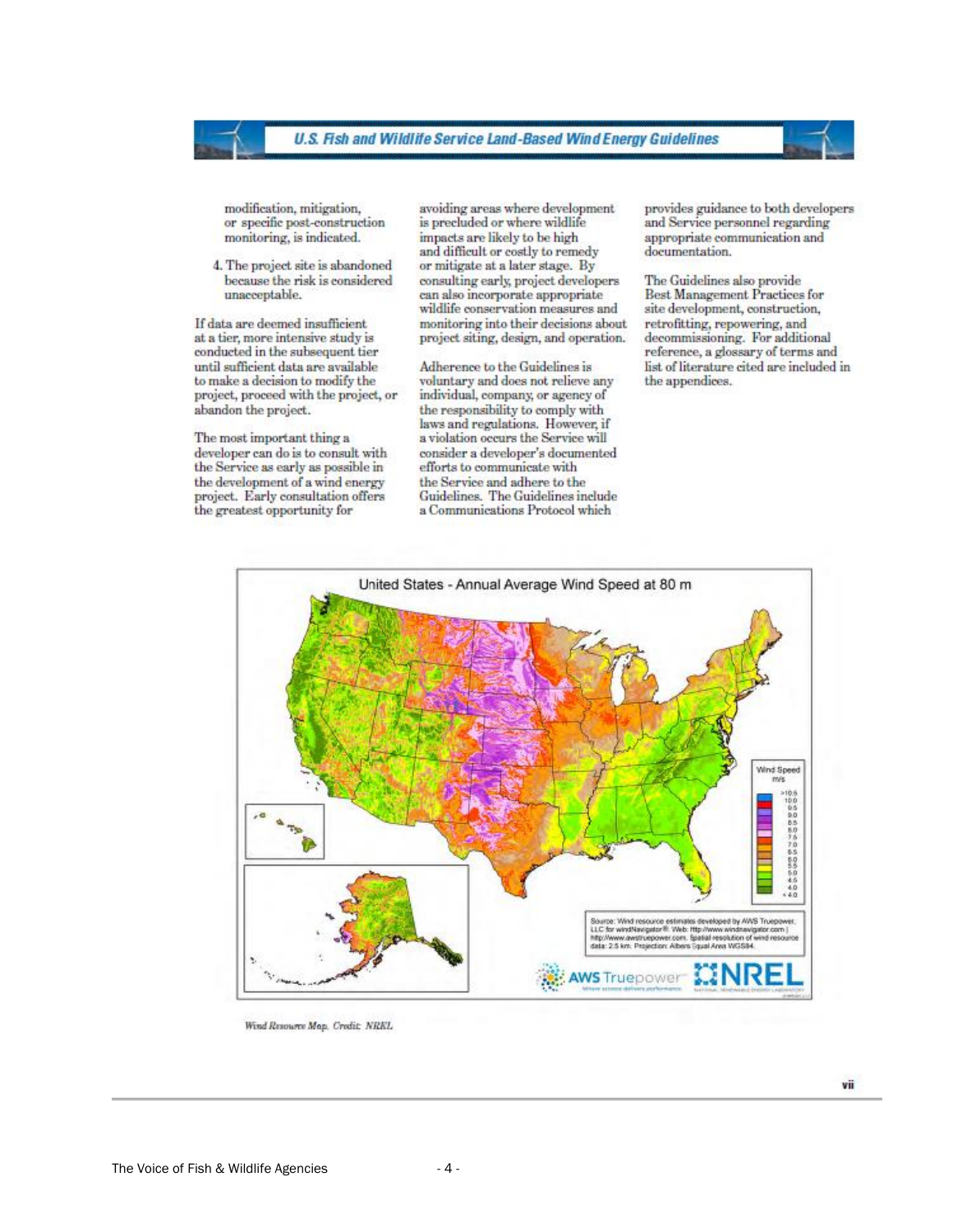modification, mitigation, or specific post-construction monitoring, is indicated.

4. The project site is abandoned because the risk is considered unacceptable.

If data are deemed insufficient at a tier, more intensive study is conducted in the subsequent tier until sufficient data are available to make a decision to modify the project, proceed with the project, or abandon the project.

The most important thing a developer can do is to consult with the Service as early as possible in the development of a wind energy project. Early consultation offers the greatest opportunity for avoiding areas where development is precluded or where wildlife impacts are likely to be high and difficult or costly to remedy or mitigate at a later stage. By consulting early, project developers can also incorporate appropriate wildlife conservation measures and monitoring into their decisions about project siting, design, and operation.

Adherence to the Guidelines is voluntary and does not relieve any individual, company, or agency of the responsibility to comply with laws and regulations. However, if a violation occurs the Service will consider a developer's documented efforts to communicate with the Service and adhere to the Guidelines. The Guidelines include a Communications Protocol which provides guidance to both developers and Service personnel regarding appropriate communication and documentation.

The Guidelines also provide Best Management Practices for site development, construction, retrofitting, repowering, and decommissioning. For additional reference, a glossary of terms and list of literature cited are included in the appendices.

United States - Annual Average Wind Speed at 80 m

Wind Speed m/s

>10.5
10.0
9.5
9.0
8.5
8.0
7.5
7.0
6.5
6.0
5.5
5.0
4.5
4.0
< 4.0

Source: Wind resource estimates developed by AWS Truepower, LLC for windNavigator®. Web: http://www.windnavigator.com | http://www.awstruepower.com. Spatial resolution of wind resource data: 2.5 km. Projection: Albers Equal Area WGS84.

AWS Truepower NREL

*Wind Resource Map. Credit: NREL*